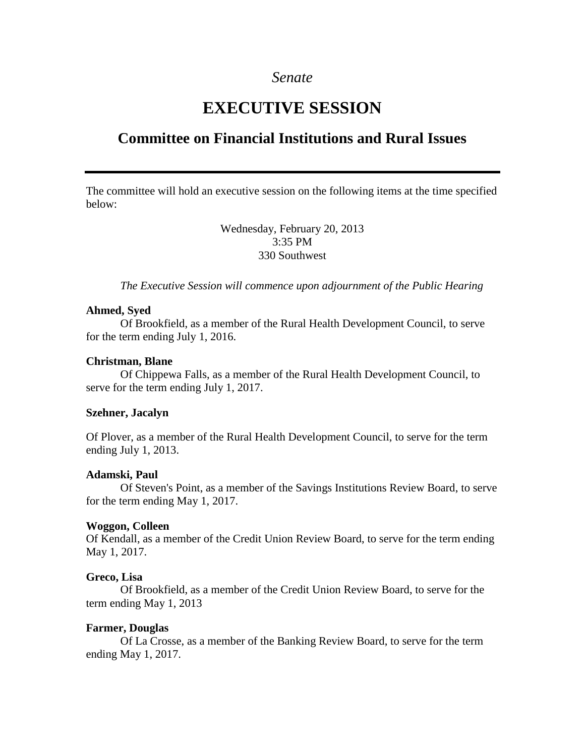*Senate*

# EXECUTIVE SESSION

## Committee on Financial Institutions and Rural Issues

---

The committee will hold an executive session on the following items at the time specified below:

Wednesday, February 20, 2013
3:35 PM
330 Southwest

*The Executive Session will commence upon adjournment of the Public Hearing*

**Ahmed, Syed**
Of Brookfield, as a member of the Rural Health Development Council, to serve for the term ending July 1, 2016.

**Christman, Blane**
Of Chippewa Falls, as a member of the Rural Health Development Council, to serve for the term ending July 1, 2017.

**Szehner, Jacalyn**

Of Plover, as a member of the Rural Health Development Council, to serve for the term ending July 1, 2013.

**Adamski, Paul**
Of Steven's Point, as a member of the Savings Institutions Review Board, to serve for the term ending May 1, 2017.

**Woggon, Colleen**
Of Kendall, as a member of the Credit Union Review Board, to serve for the term ending May 1, 2017.

**Greco, Lisa**
Of Brookfield, as a member of the Credit Union Review Board, to serve for the term ending May 1, 2013

**Farmer, Douglas**
Of La Crosse, as a member of the Banking Review Board, to serve for the term ending May 1, 2017.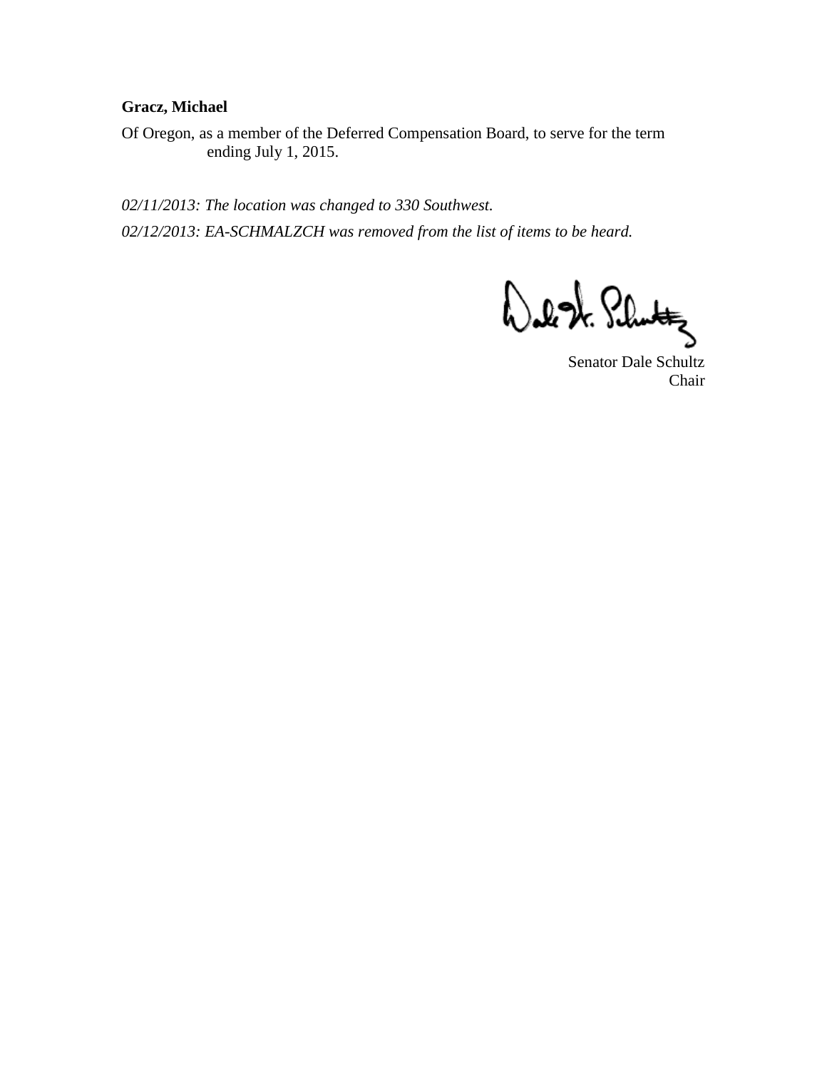**Gracz, Michael**

Of Oregon, as a member of the Deferred Compensation Board, to serve for the term ending July 1, 2015.

*02/11/2013: The location was changed to 330 Southwest.*

*02/12/2013: EA-SCHMALZCH was removed from the list of items to be heard.*

Senator Dale Schultz
Chair